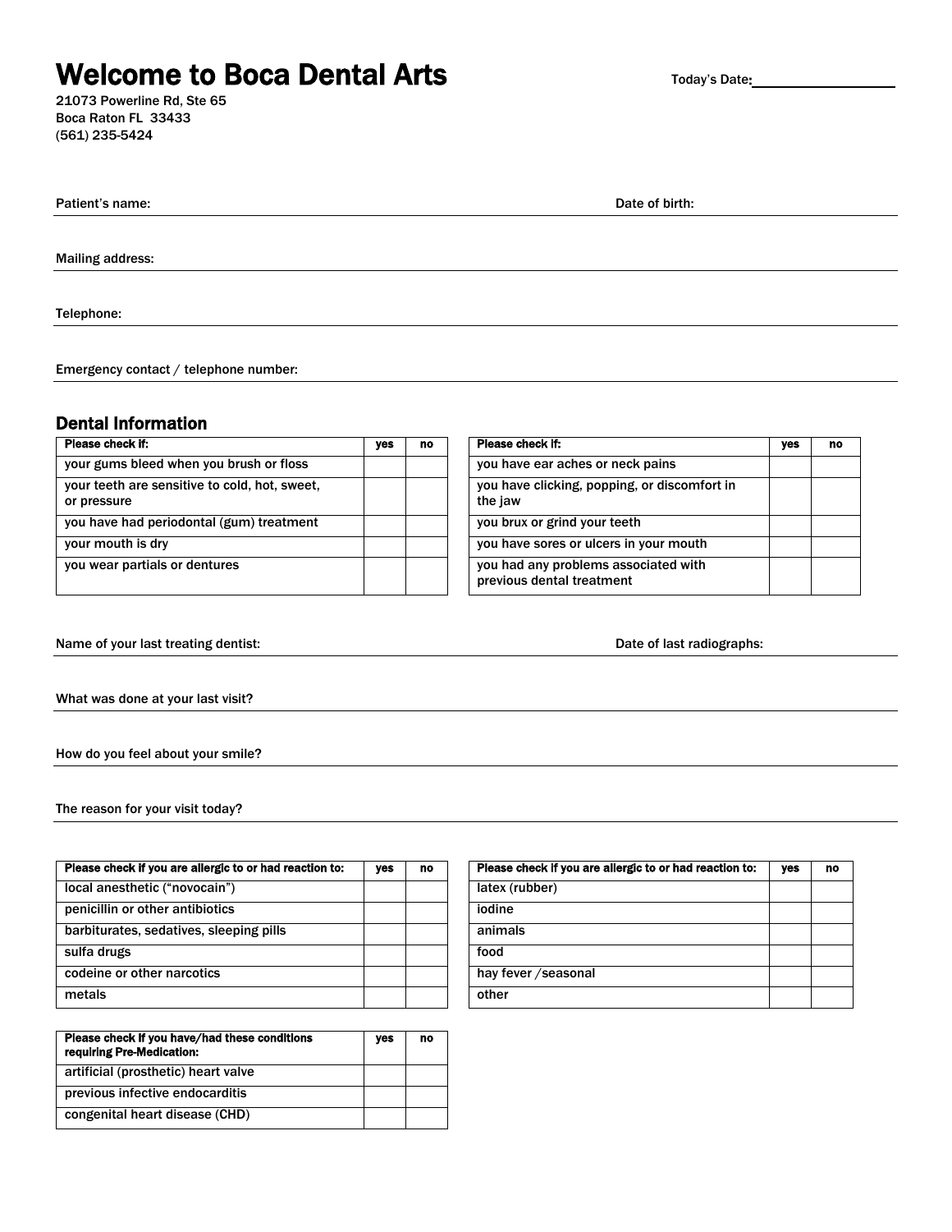# Welcome to Boca Dental Arts

Today's Date: ____________________

21073 Powerline Rd, Ste 65
Boca Raton FL 33433
(561) 235-5424

Patient's name: ______________________________ Date of birth: ______________

Mailing address: ______________________________

Telephone: ______________________________

Emergency contact / telephone number: ______________________________

## Dental Information

| Please check if: | yes | no |
|---|---|---|
| your gums bleed when you brush or floss | | |
| your teeth are sensitive to cold, hot, sweet, or pressure | | |
| you have had periodontal (gum) treatment | | |
| your mouth is dry | | |
| you wear partials or dentures | | |

| Please check if: | yes | no |
|---|---|---|
| you have ear aches or neck pains | | |
| you have clicking, popping, or discomfort in the jaw | | |
| you brux or grind your teeth | | |
| you have sores or ulcers in your mouth | | |
| you had any problems associated with previous dental treatment | | |

Name of your last treating dentist: ______________________________ Date of last radiographs: ______________

What was done at your last visit? ______________________________

How do you feel about your smile? ______________________________

The reason for your visit today? ______________________________

| Please check if you are allergic to or had reaction to: | yes | no |
|---|---|---|
| local anesthetic ("novocain") | | |
| penicillin or other antibiotics | | |
| barbiturates, sedatives, sleeping pills | | |
| sulfa drugs | | |
| codeine or other narcotics | | |
| metals | | |

| Please check if you are allergic to or had reaction to: | yes | no |
|---|---|---|
| latex (rubber) | | |
| iodine | | |
| animals | | |
| food | | |
| hay fever /seasonal | | |
| other | | |

| Please check if you have/had these conditions requiring Pre-Medication: | yes | no |
|---|---|---|
| artificial (prosthetic) heart valve | | |
| previous infective endocarditis | | |
| congenital heart disease (CHD) | | |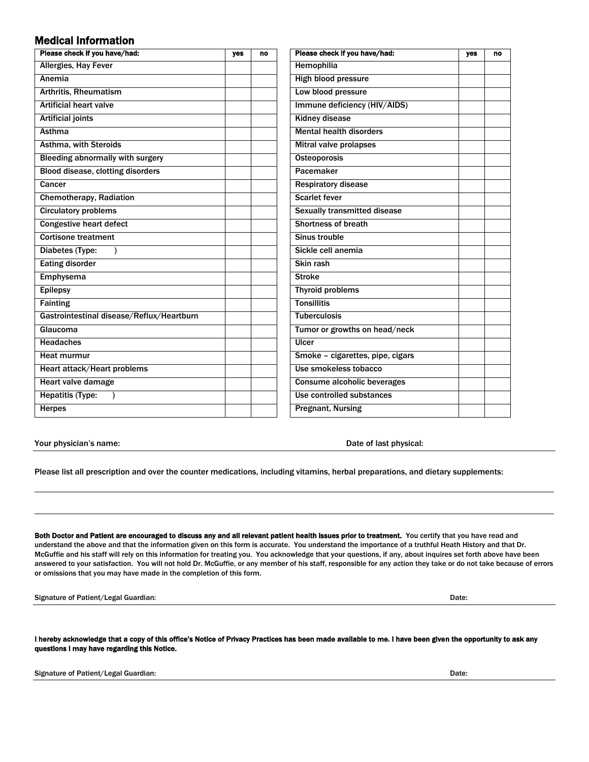## Medical Information

| Please check if you have/had: | yes | no |
|---|---|---|
| Allergies, Hay Fever | | |
| Anemia | | |
| Arthritis, Rheumatism | | |
| Artificial heart valve | | |
| Artificial joints | | |
| Asthma | | |
| Asthma, with Steroids | | |
| Bleeding abnormally with surgery | | |
| Blood disease, clotting disorders | | |
| Cancer | | |
| Chemotherapy, Radiation | | |
| Circulatory problems | | |
| Congestive heart defect | | |
| Cortisone treatment | | |
| Diabetes (Type: ) | | |
| Eating disorder | | |
| Emphysema | | |
| Epilepsy | | |
| Fainting | | |
| Gastrointestinal disease/Reflux/Heartburn | | |
| Glaucoma | | |
| Headaches | | |
| Heat murmur | | |
| Heart attack/Heart problems | | |
| Heart valve damage | | |
| Hepatitis (Type: ) | | |
| Herpes | | |

| Please check if you have/had: | yes | no |
|---|---|---|
| Hemophilia | | |
| High blood pressure | | |
| Low blood pressure | | |
| Immune deficiency (HIV/AIDS) | | |
| Kidney disease | | |
| Mental health disorders | | |
| Mitral valve prolapses | | |
| Osteoporosis | | |
| Pacemaker | | |
| Respiratory disease | | |
| Scarlet fever | | |
| Sexually transmitted disease | | |
| Shortness of breath | | |
| Sinus trouble | | |
| Sickle cell anemia | | |
| Skin rash | | |
| Stroke | | |
| Thyroid problems | | |
| Tonsillitis | | |
| Tuberculosis | | |
| Tumor or growths on head/neck | | |
| Ulcer | | |
| Smoke – cigarettes, pipe, cigars | | |
| Use smokeless tobacco | | |
| Consume alcoholic beverages | | |
| Use controlled substances | | |
| Pregnant, Nursing | | |

Your physician's name: Date of last physical:

Please list all prescription and over the counter medications, including vitamins, herbal preparations, and dietary supplements:

**Both Doctor and Patient are encouraged to discuss any and all relevant patient health issues prior to treatment.** You certify that you have read and understand the above and that the information given on this form is accurate. You understand the importance of a truthful Heath History and that Dr. McGuffie and his staff will rely on this information for treating you. You acknowledge that your questions, if any, about inquires set forth above have been answered to your satisfaction. You will not hold Dr. McGuffie, or any member of his staff, responsible for any action they take or do not take because of errors or omissions that you may have made in the completion of this form.

Signature of Patient/Legal Guardian: Date:

**I hereby acknowledge that a copy of this office's Notice of Privacy Practices has been made available to me. I have been given the opportunity to ask any questions I may have regarding this Notice.**

Signature of Patient/Legal Guardian: Date: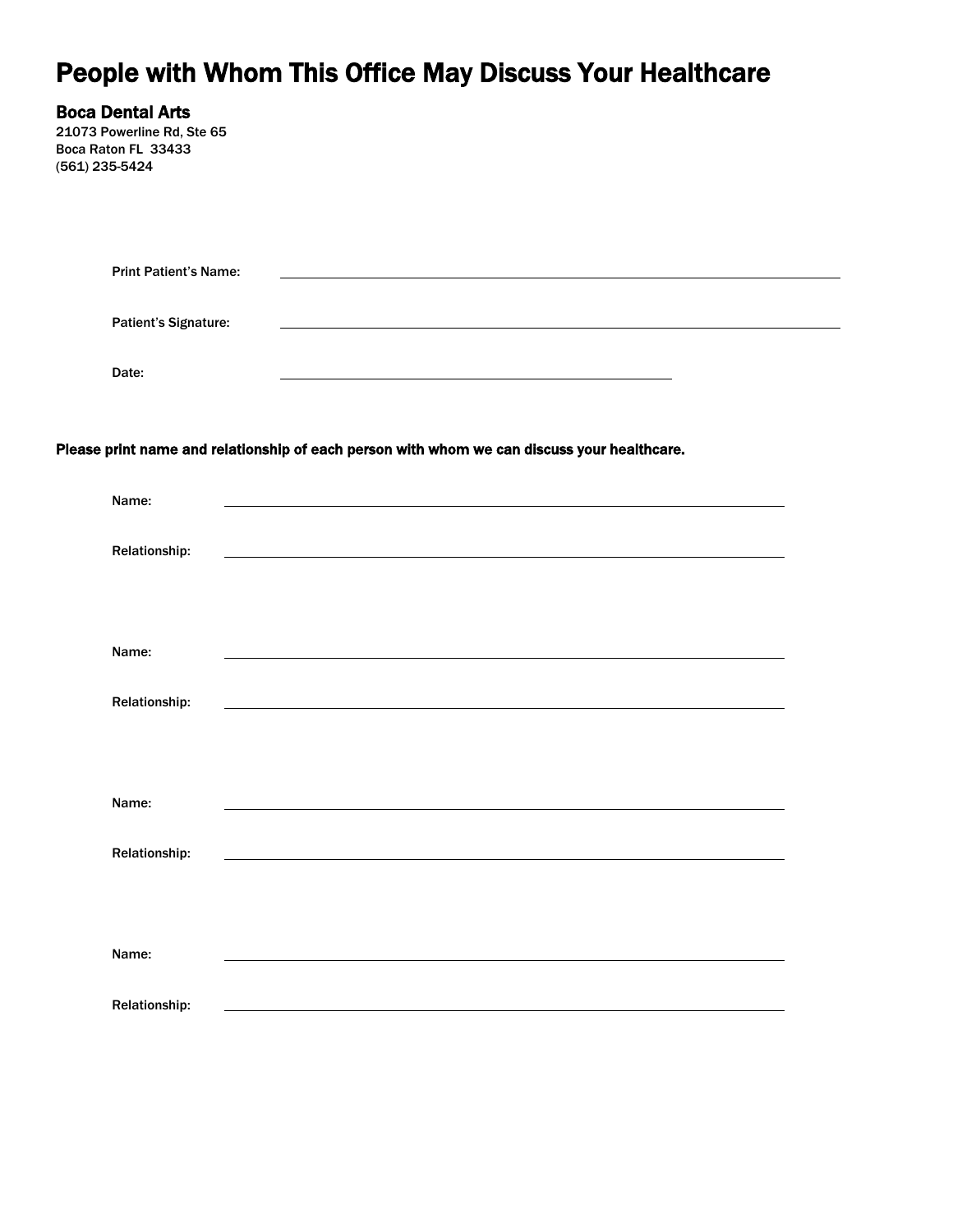# People with Whom This Office May Discuss Your Healthcare

## Boca Dental Arts

21073 Powerline Rd, Ste 65
Boca Raton FL 33433
(561) 235-5424

Print Patient's Name: ______________________________

Patient's Signature: ______________________________

Date: ______________________________

**Please print name and relationship of each person with whom we can discuss your healthcare.**

Name: ______________________________

Relationship: ______________________________

Name: ______________________________

Relationship: ______________________________

Name: ______________________________

Relationship: ______________________________

Name: ______________________________

Relationship: ______________________________